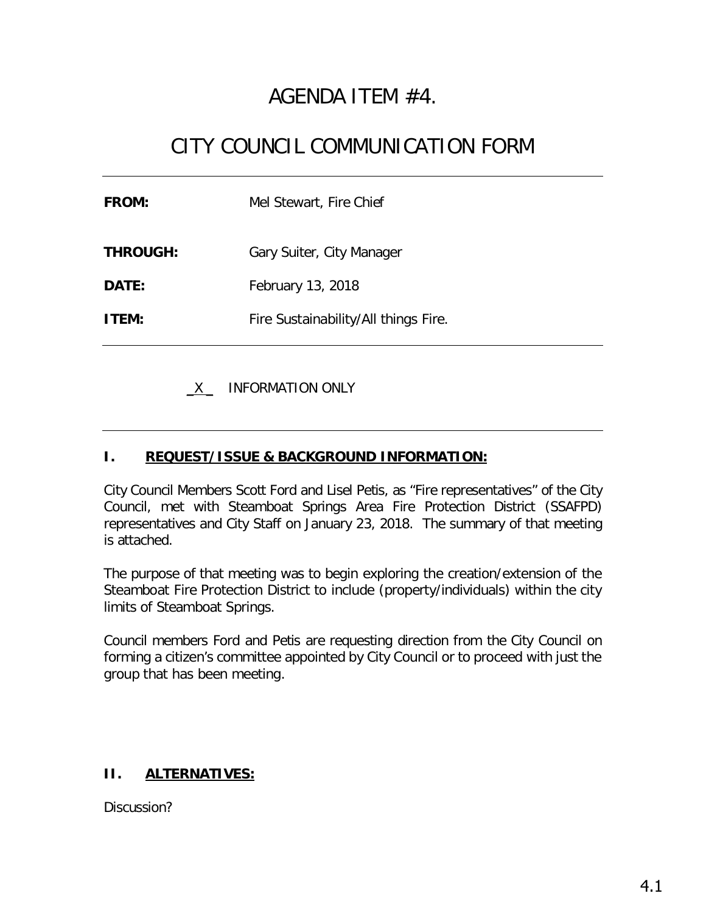# AGENDA ITEM #4.

# CITY COUNCIL COMMUNICATION FORM

---

**FROM:** Mel Stewart, Fire Chief

**THROUGH:** Gary Suiter, City Manager

**DATE:** February 13, 2018

**ITEM:** Fire Sustainability/All things Fire.

---

_X_ INFORMATION ONLY

---

## I. REQUEST/ISSUE & BACKGROUND INFORMATION:

City Council Members Scott Ford and Lisel Petis, as "Fire representatives" of the City Council, met with Steamboat Springs Area Fire Protection District (SSAFPD) representatives and City Staff on January 23, 2018. The summary of that meeting is attached.

The purpose of that meeting was to begin exploring the creation/extension of the Steamboat Fire Protection District to include (property/individuals) within the city limits of Steamboat Springs.

Council members Ford and Petis are requesting direction from the City Council on forming a citizen's committee appointed by City Council or to proceed with just the group that has been meeting.

## II. ALTERNATIVES:

Discussion?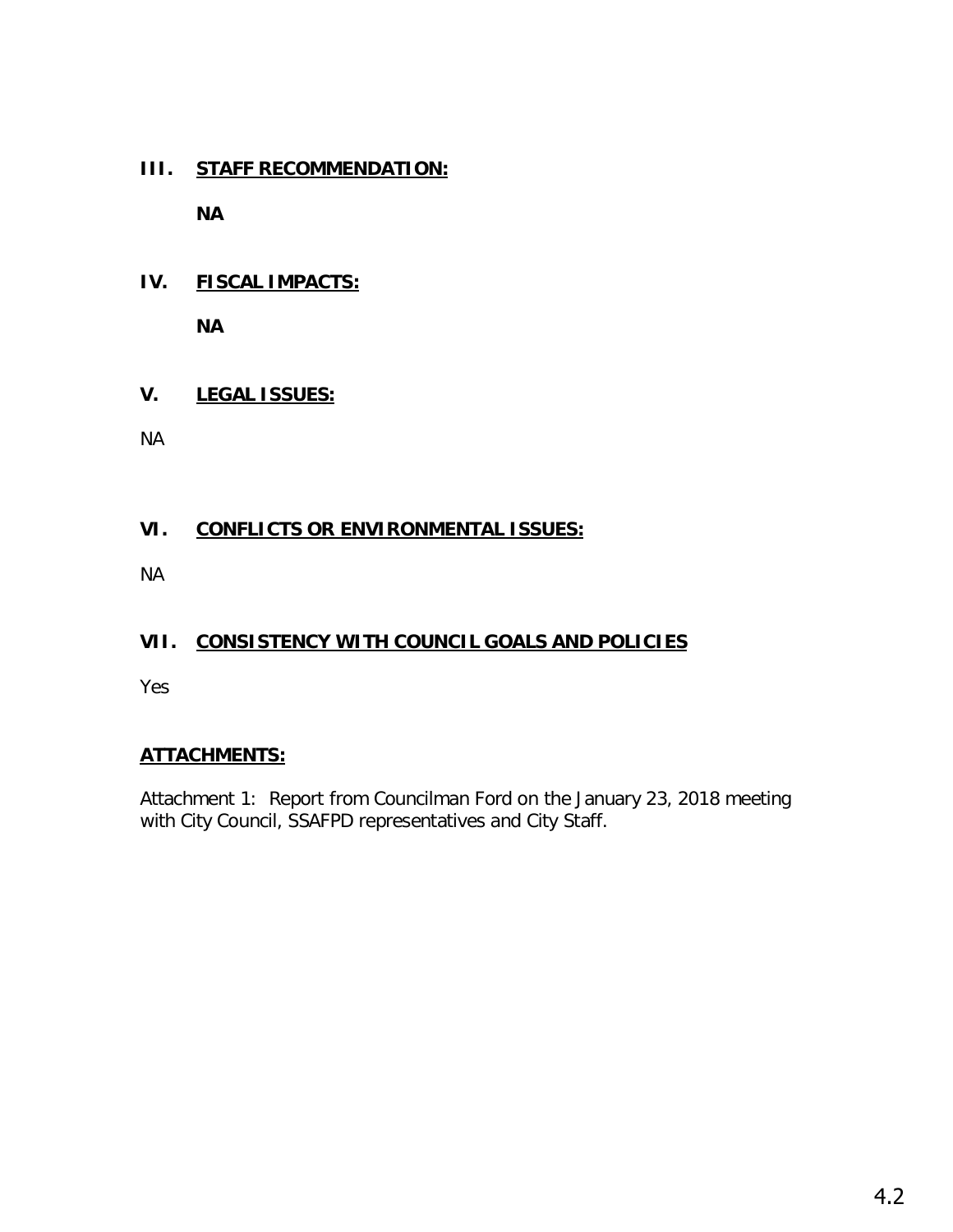## III. STAFF RECOMMENDATION:

**NA**

## IV. FISCAL IMPACTS:

**NA**

## V. LEGAL ISSUES:

NA

## VI. CONFLICTS OR ENVIRONMENTAL ISSUES:

NA

## VII. CONSISTENCY WITH COUNCIL GOALS AND POLICIES

Yes

## ATTACHMENTS:

Attachment 1: Report from Councilman Ford on the January 23, 2018 meeting with City Council, SSAFPD representatives and City Staff.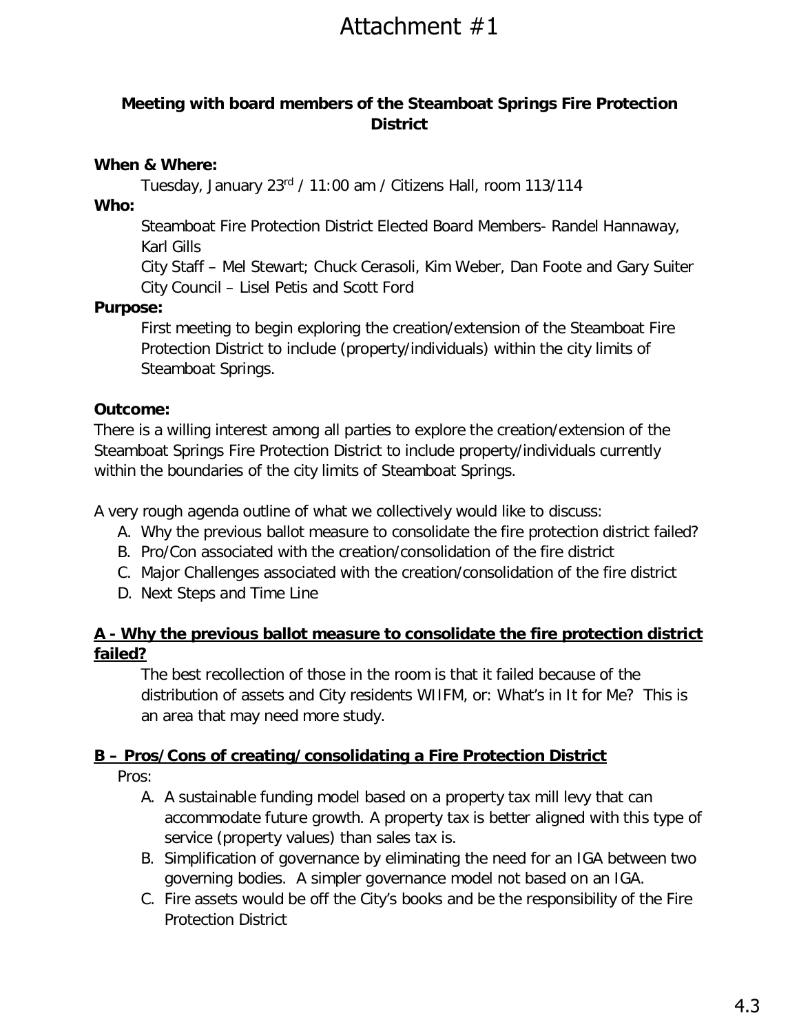# Attachment #1

## Meeting with board members of the Steamboat Springs Fire Protection District

**When & Where:**

Tuesday, January 23rd / 11:00 am / Citizens Hall, room 113/114

**Who:**

Steamboat Fire Protection District Elected Board Members- Randel Hannaway, Karl Gills

City Staff – Mel Stewart; Chuck Cerasoli, Kim Weber, Dan Foote and Gary Suiter

City Council – Lisel Petis and Scott Ford

**Purpose:**

First meeting to begin exploring the creation/extension of the Steamboat Fire Protection District to include (property/individuals) within the city limits of Steamboat Springs.

**Outcome:**

There is a willing interest among all parties to explore the creation/extension of the Steamboat Springs Fire Protection District to include property/individuals currently within the boundaries of the city limits of Steamboat Springs.

A very rough agenda outline of what we collectively would like to discuss:

A. Why the previous ballot measure to consolidate the fire protection district failed?
B. Pro/Con associated with the creation/consolidation of the fire district
C. Major Challenges associated with the creation/consolidation of the fire district
D. Next Steps and Time Line

**A - Why the previous ballot measure to consolidate the fire protection district failed?**

The best recollection of those in the room is that it failed because of the distribution of assets and City residents WIIFM, or: What's in It for Me? This is an area that may need more study.

**B – Pros/Cons of creating/consolidating a Fire Protection District**

Pros:

A. A sustainable funding model based on a property tax mill levy that can accommodate future growth. A property tax is better aligned with this type of service (property values) than sales tax is.
B. Simplification of governance by eliminating the need for an IGA between two governing bodies. A simpler governance model not based on an IGA.
C. Fire assets would be off the City's books and be the responsibility of the Fire Protection District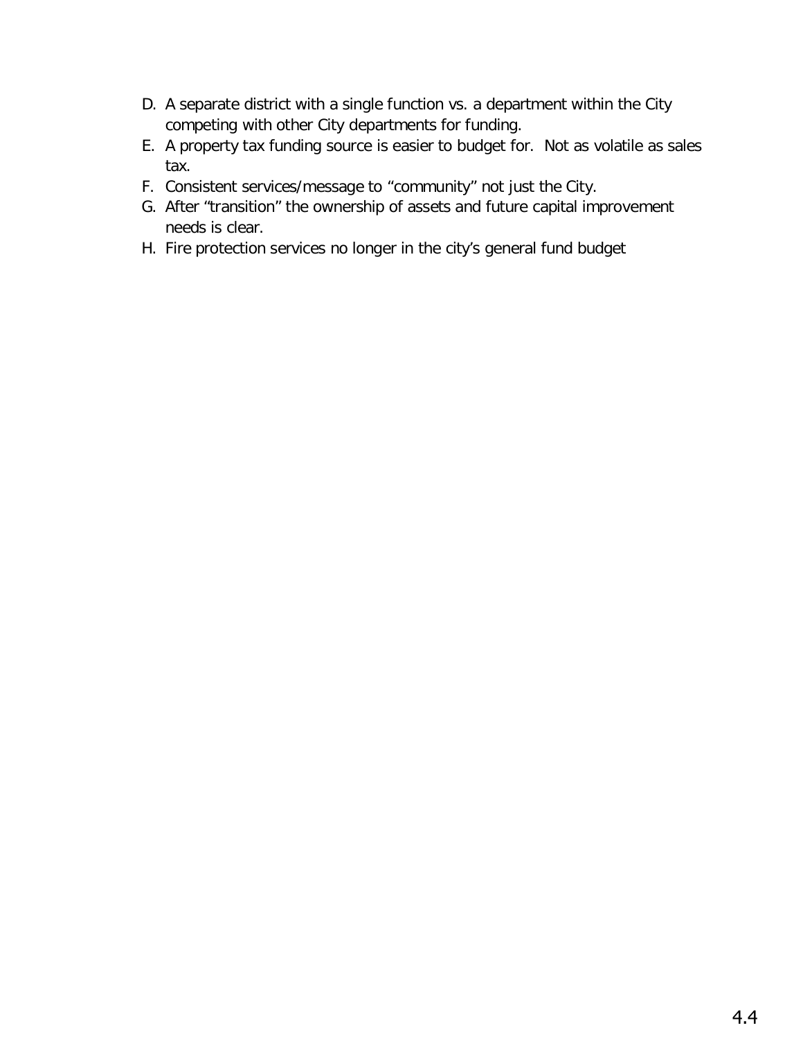D. A separate district with a single function vs. a department within the City competing with other City departments for funding.
E. A property tax funding source is easier to budget for.  Not as volatile as sales tax.
F. Consistent services/message to “community” not just the City.
G. After “transition” the ownership of assets and future capital improvement needs is clear.
H. Fire protection services no longer in the city’s general fund budget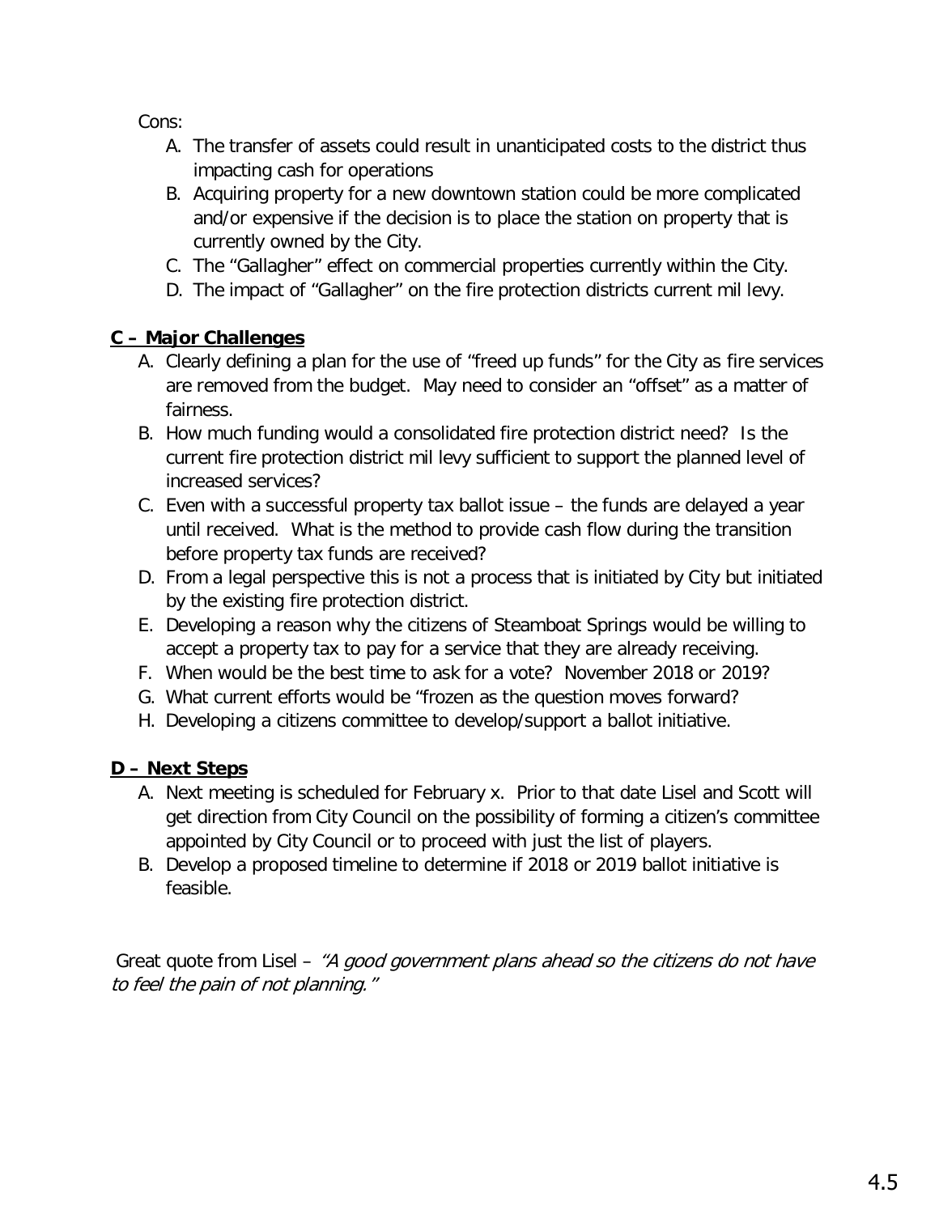Cons:

A. The transfer of assets could result in unanticipated costs to the district thus impacting cash for operations
B. Acquiring property for a new downtown station could be more complicated and/or expensive if the decision is to place the station on property that is currently owned by the City.
C. The "Gallagher" effect on commercial properties currently within the City.
D. The impact of "Gallagher" on the fire protection districts current mil levy.

**C – Major Challenges**

A. Clearly defining a plan for the use of "freed up funds" for the City as fire services are removed from the budget. May need to consider an "offset" as a matter of fairness.
B. How much funding would a consolidated fire protection district need? Is the current fire protection district mil levy sufficient to support the planned level of increased services?
C. Even with a successful property tax ballot issue – the funds are delayed a year until received. What is the method to provide cash flow during the transition before property tax funds are received?
D. From a legal perspective this is not a process that is initiated by City but initiated by the existing fire protection district.
E. Developing a reason why the citizens of Steamboat Springs would be willing to accept a property tax to pay for a service that they are already receiving.
F. When would be the best time to ask for a vote? November 2018 or 2019?
G. What current efforts would be "frozen as the question moves forward?
H. Developing a citizens committee to develop/support a ballot initiative.

**D – Next Steps**

A. Next meeting is scheduled for February x. Prior to that date Lisel and Scott will get direction from City Council on the possibility of forming a citizen's committee appointed by City Council or to proceed with just the list of players.
B. Develop a proposed timeline to determine if 2018 or 2019 ballot initiative is feasible.

Great quote from Lisel – *"A good government plans ahead so the citizens do not have to feel the pain of not planning."*